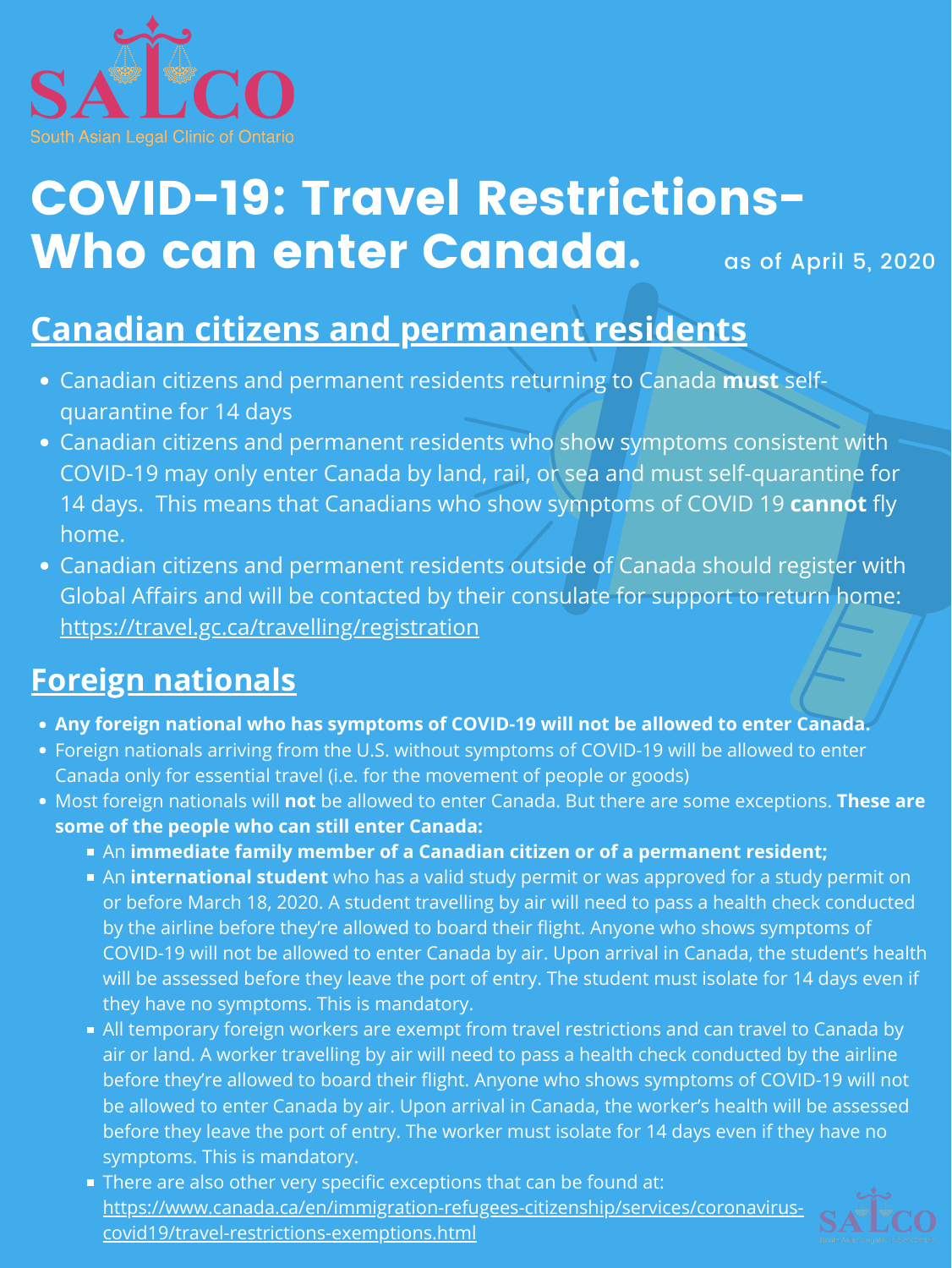SALCO

South Asian Legal Clinic of Ontario

# COVID-19: Travel Restrictions- Who can enter Canada.

as of April 5, 2020

## Canadian citizens and permanent residents

- Canadian citizens and permanent residents returning to Canada **must** self-quarantine for 14 days
- Canadian citizens and permanent residents who show symptoms consistent with COVID-19 may only enter Canada by land, rail, or sea and must self-quarantine for 14 days. This means that Canadians who show symptoms of COVID 19 **cannot** fly home.
- Canadian citizens and permanent residents outside of Canada should register with Global Affairs and will be contacted by their consulate for support to return home: https://travel.gc.ca/travelling/registration

## Foreign nationals

- **Any foreign national who has symptoms of COVID-19 will not be allowed to enter Canada.**
- Foreign nationals arriving from the U.S. without symptoms of COVID-19 will be allowed to enter Canada only for essential travel (i.e. for the movement of people or goods)
- Most foreign nationals will **not** be allowed to enter Canada. But there are some exceptions. **These are some of the people who can still enter Canada:**
  - An **immediate family member of a Canadian citizen or of a permanent resident;**
  - An **international student** who has a valid study permit or was approved for a study permit on or before March 18, 2020. A student travelling by air will need to pass a health check conducted by the airline before they're allowed to board their flight. Anyone who shows symptoms of COVID-19 will not be allowed to enter Canada by air. Upon arrival in Canada, the student's health will be assessed before they leave the port of entry. The student must isolate for 14 days even if they have no symptoms. This is mandatory.
  - All temporary foreign workers are exempt from travel restrictions and can travel to Canada by air or land. A worker travelling by air will need to pass a health check conducted by the airline before they're allowed to board their flight. Anyone who shows symptoms of COVID-19 will not be allowed to enter Canada by air. Upon arrival in Canada, the worker's health will be assessed before they leave the port of entry. The worker must isolate for 14 days even if they have no symptoms. This is mandatory.
  - There are also other very specific exceptions that can be found at: https://www.canada.ca/en/immigration-refugees-citizenship/services/coronavirus-covid19/travel-restrictions-exemptions.html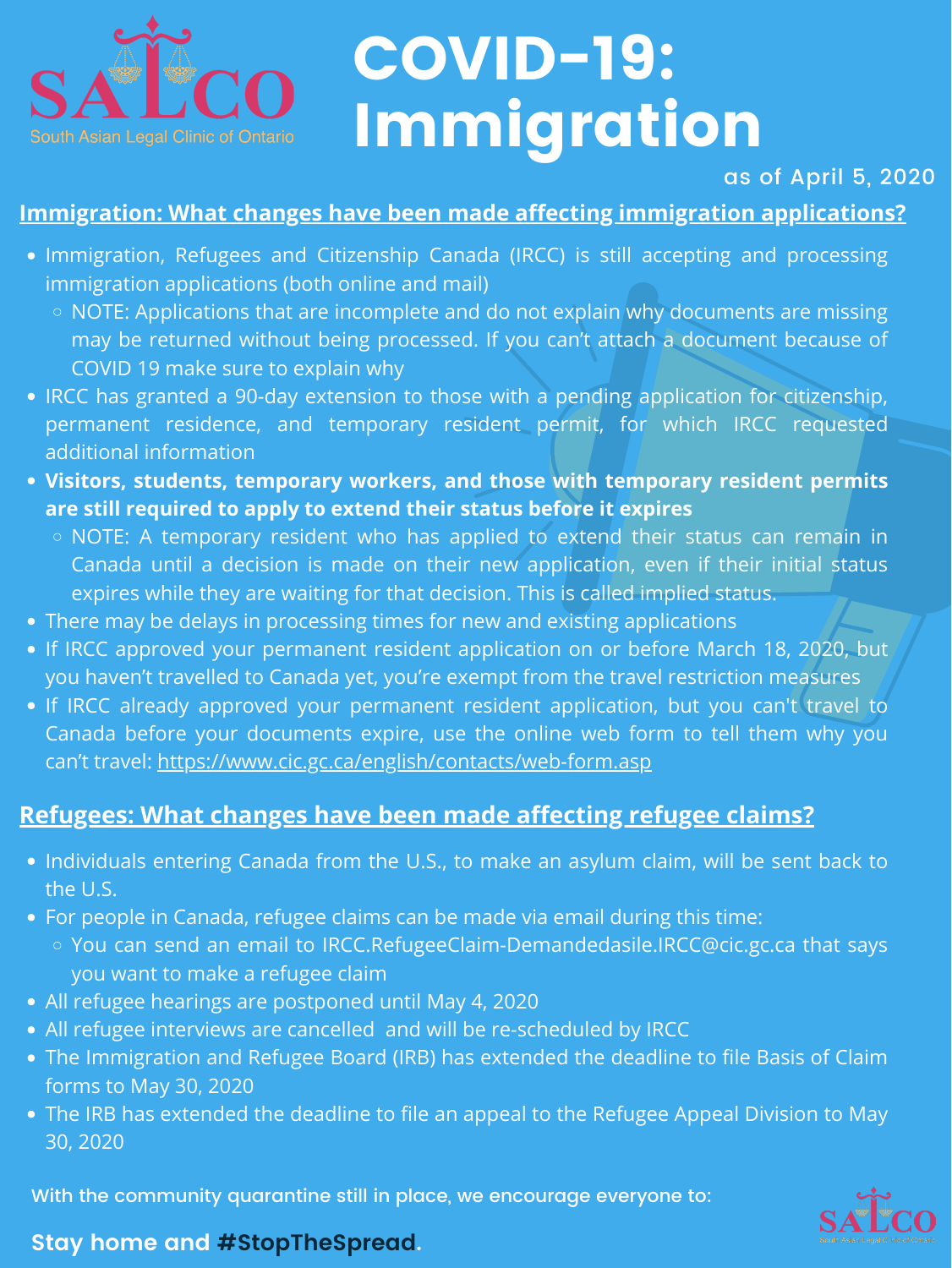SALCO

South Asian Legal Clinic of Ontario

# COVID-19: Immigration

as of April 5, 2020

## Immigration: What changes have been made affecting immigration applications?

- Immigration, Refugees and Citizenship Canada (IRCC) is still accepting and processing immigration applications (both online and mail)
  - NOTE: Applications that are incomplete and do not explain why documents are missing may be returned without being processed. If you can't attach a document because of COVID 19 make sure to explain why
- IRCC has granted a 90-day extension to those with a pending application for citizenship, permanent residence, and temporary resident permit, for which IRCC requested additional information
- **Visitors, students, temporary workers, and those with temporary resident permits are still required to apply to extend their status before it expires**
  - NOTE: A temporary resident who has applied to extend their status can remain in Canada until a decision is made on their new application, even if their initial status expires while they are waiting for that decision. This is called implied status.
- There may be delays in processing times for new and existing applications
- If IRCC approved your permanent resident application on or before March 18, 2020, but you haven't travelled to Canada yet, you're exempt from the travel restriction measures
- If IRCC already approved your permanent resident application, but you can't travel to Canada before your documents expire, use the online web form to tell them why you can't travel: https://www.cic.gc.ca/english/contacts/web-form.asp

## Refugees: What changes have been made affecting refugee claims?

- Individuals entering Canada from the U.S., to make an asylum claim, will be sent back to the U.S.
- For people in Canada, refugee claims can be made via email during this time:
  - You can send an email to IRCC.RefugeeClaim-Demandedasile.IRCC@cic.gc.ca that says you want to make a refugee claim
- All refugee hearings are postponed until May 4, 2020
- All refugee interviews are cancelled and will be re-scheduled by IRCC
- The Immigration and Refugee Board (IRB) has extended the deadline to file Basis of Claim forms to May 30, 2020
- The IRB has extended the deadline to file an appeal to the Refugee Appeal Division to May 30, 2020

With the community quarantine still in place, we encourage everyone to:

**Stay home and #StopTheSpread.**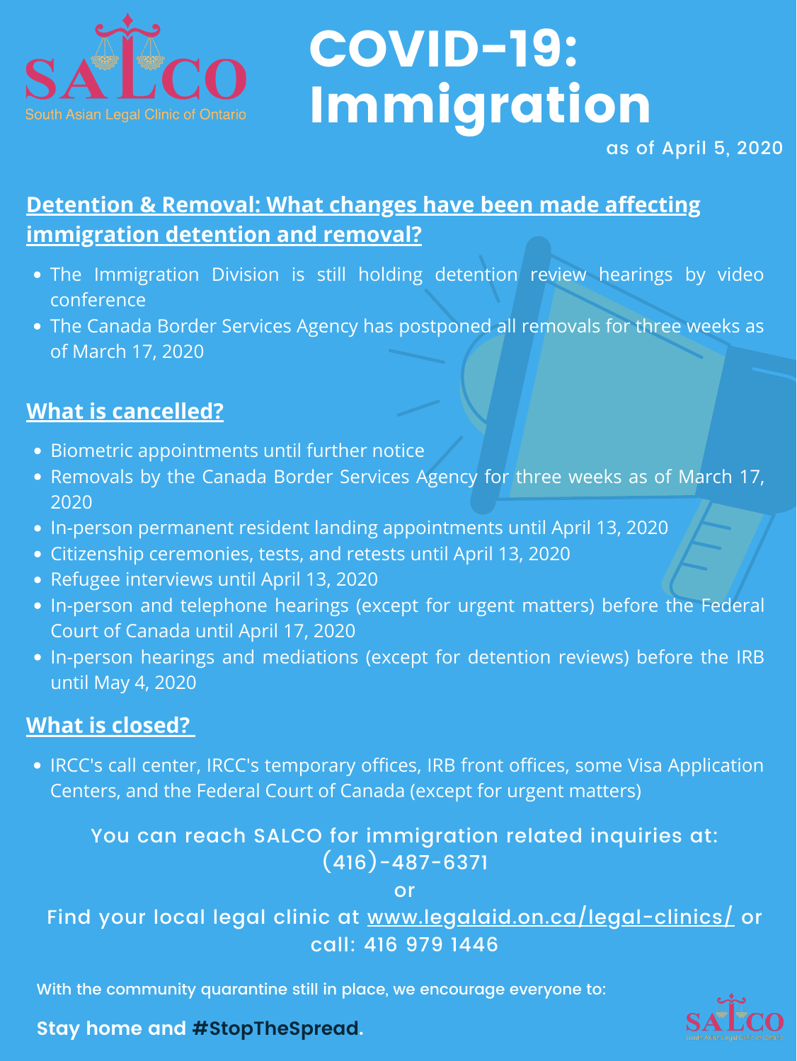SALCO

South Asian Legal Clinic of Ontario

# COVID-19: Immigration

as of April 5, 2020

## Detention & Removal: What changes have been made affecting immigration detention and removal?

- The Immigration Division is still holding detention review hearings by video conference
- The Canada Border Services Agency has postponed all removals for three weeks as of March 17, 2020

## What is cancelled?

- Biometric appointments until further notice
- Removals by the Canada Border Services Agency for three weeks as of March 17, 2020
- In-person permanent resident landing appointments until April 13, 2020
- Citizenship ceremonies, tests, and retests until April 13, 2020
- Refugee interviews until April 13, 2020
- In-person and telephone hearings (except for urgent matters) before the Federal Court of Canada until April 17, 2020
- In-person hearings and mediations (except for detention reviews) before the IRB until May 4, 2020

## What is closed?

- IRCC's call center, IRCC's temporary offices, IRB front offices, some Visa Application Centers, and the Federal Court of Canada (except for urgent matters)

You can reach SALCO for immigration related inquiries at: (416)-487-6371

or

Find your local legal clinic at www.legalaid.on.ca/legal-clinics/ or call: 416 979 1446

With the community quarantine still in place, we encourage everyone to:

**Stay home and #StopTheSpread.**

SALCO

South Asian Legal Clinic of Ontario